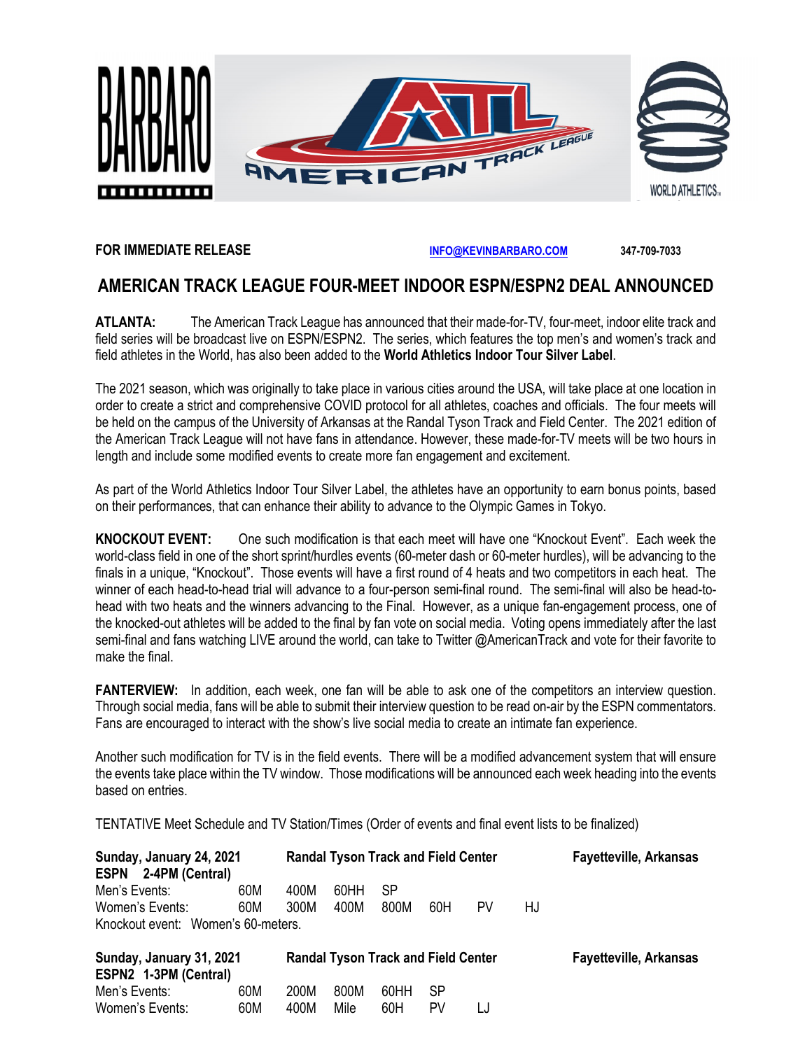**FOR IMMEDIATE RELEASE** **INFO@KEVINBARBARO.COM** **347-709-7033**

# AMERICAN TRACK LEAGUE FOUR-MEET INDOOR ESPN/ESPN2 DEAL ANNOUNCED

**ATLANTA:** The American Track League has announced that their made-for-TV, four-meet, indoor elite track and field series will be broadcast live on ESPN/ESPN2. The series, which features the top men's and women's track and field athletes in the World, has also been added to the **World Athletics Indoor Tour Silver Label**.

The 2021 season, which was originally to take place in various cities around the USA, will take place at one location in order to create a strict and comprehensive COVID protocol for all athletes, coaches and officials. The four meets will be held on the campus of the University of Arkansas at the Randal Tyson Track and Field Center. The 2021 edition of the American Track League will not have fans in attendance. However, these made-for-TV meets will be two hours in length and include some modified events to create more fan engagement and excitement.

As part of the World Athletics Indoor Tour Silver Label, the athletes have an opportunity to earn bonus points, based on their performances, that can enhance their ability to advance to the Olympic Games in Tokyo.

**KNOCKOUT EVENT:** One such modification is that each meet will have one "Knockout Event". Each week the world-class field in one of the short sprint/hurdles events (60-meter dash or 60-meter hurdles), will be advancing to the finals in a unique, "Knockout". Those events will have a first round of 4 heats and two competitors in each heat. The winner of each head-to-head trial will advance to a four-person semi-final round. The semi-final will also be head-to-head with two heats and the winners advancing to the Final. However, as a unique fan-engagement process, one of the knocked-out athletes will be added to the final by fan vote on social media. Voting opens immediately after the last semi-final and fans watching LIVE around the world, can take to Twitter @AmericanTrack and vote for their favorite to make the final.

**FANTERVIEW:** In addition, each week, one fan will be able to ask one of the competitors an interview question. Through social media, fans will be able to submit their interview question to be read on-air by the ESPN commentators. Fans are encouraged to interact with the show's live social media to create an intimate fan experience.

Another such modification for TV is in the field events. There will be a modified advancement system that will ensure the events take place within the TV window. Those modifications will be announced each week heading into the events based on entries.

TENTATIVE Meet Schedule and TV Station/Times (Order of events and final event lists to be finalized)

**Sunday, January 24, 2021** **Randal Tyson Track and Field Center** **Fayetteville, Arkansas**
**ESPN 2-4PM (Central)**

| | | | | | | | |
|---|---|---|---|---|---|---|---|
| Men's Events: | 60M | 400M | 60HH | SP | | | |
| Women's Events: | 60M | 300M | 400M | 800M | 60H | PV | HJ |

Knockout event: Women's 60-meters.

**Sunday, January 31, 2021** **Randal Tyson Track and Field Center** **Fayetteville, Arkansas**
**ESPN2 1-3PM (Central)**

| | | | | | | |
|---|---|---|---|---|---|---|
| Men's Events: | 60M | 200M | 800M | 60HH | SP | |
| Women's Events: | 60M | 400M | Mile | 60H | PV | LJ |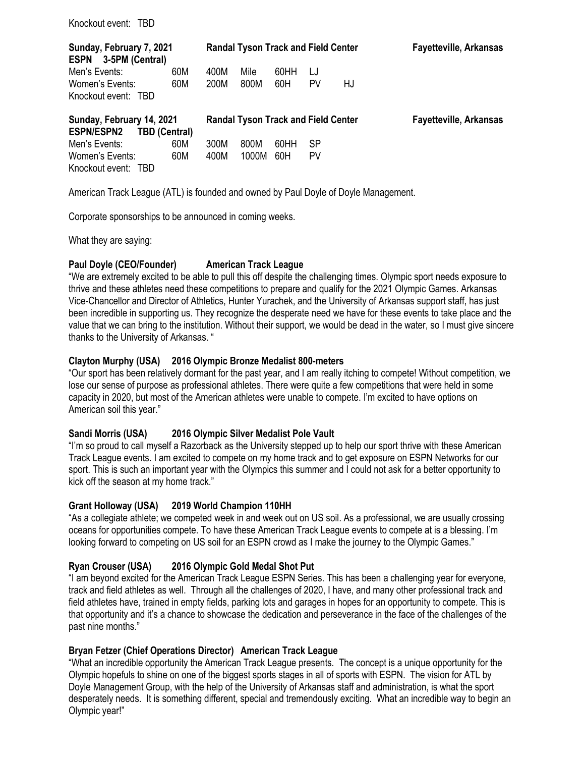Knockout event: TBD

**Sunday, February 7, 2021** **Randal Tyson Track and Field Center** **Fayetteville, Arkansas**
**ESPN 3-5PM (Central)**

| | | | | | | |
|---|---|---|---|---|---|---|
| Men's Events: | 60M | 400M | Mile | 60HH | LJ | |
| Women's Events: | 60M | 200M | 800M | 60H | PV | HJ |

Knockout event: TBD

**Sunday, February 14, 2021** **Randal Tyson Track and Field Center** **Fayetteville, Arkansas**
**ESPN/ESPN2 TBD (Central)**

| | | | | | |
|---|---|---|---|---|---|
| Men's Events: | 60M | 300M | 800M | 60HH | SP |
| Women's Events: | 60M | 400M | 1000M | 60H | PV |

Knockout event: TBD

American Track League (ATL) is founded and owned by Paul Doyle of Doyle Management.

Corporate sponsorships to be announced in coming weeks.

What they are saying:

**Paul Doyle (CEO/Founder) American Track League**

"We are extremely excited to be able to pull this off despite the challenging times. Olympic sport needs exposure to thrive and these athletes need these competitions to prepare and qualify for the 2021 Olympic Games. Arkansas Vice-Chancellor and Director of Athletics, Hunter Yurachek, and the University of Arkansas support staff, has just been incredible in supporting us. They recognize the desperate need we have for these events to take place and the value that we can bring to the institution. Without their support, we would be dead in the water, so I must give sincere thanks to the University of Arkansas. "

**Clayton Murphy (USA) 2016 Olympic Bronze Medalist 800-meters**

"Our sport has been relatively dormant for the past year, and I am really itching to compete! Without competition, we lose our sense of purpose as professional athletes. There were quite a few competitions that were held in some capacity in 2020, but most of the American athletes were unable to compete. I'm excited to have options on American soil this year."

**Sandi Morris (USA) 2016 Olympic Silver Medalist Pole Vault**

"I'm so proud to call myself a Razorback as the University stepped up to help our sport thrive with these American Track League events. I am excited to compete on my home track and to get exposure on ESPN Networks for our sport. This is such an important year with the Olympics this summer and I could not ask for a better opportunity to kick off the season at my home track."

**Grant Holloway (USA) 2019 World Champion 110HH**

"As a collegiate athlete; we competed week in and week out on US soil. As a professional, we are usually crossing oceans for opportunities compete. To have these American Track League events to compete at is a blessing. I'm looking forward to competing on US soil for an ESPN crowd as I make the journey to the Olympic Games."

**Ryan Crouser (USA) 2016 Olympic Gold Medal Shot Put**

"I am beyond excited for the American Track League ESPN Series. This has been a challenging year for everyone, track and field athletes as well. Through all the challenges of 2020, I have, and many other professional track and field athletes have, trained in empty fields, parking lots and garages in hopes for an opportunity to compete. This is that opportunity and it's a chance to showcase the dedication and perseverance in the face of the challenges of the past nine months."

**Bryan Fetzer (Chief Operations Director) American Track League**

"What an incredible opportunity the American Track League presents. The concept is a unique opportunity for the Olympic hopefuls to shine on one of the biggest sports stages in all of sports with ESPN. The vision for ATL by Doyle Management Group, with the help of the University of Arkansas staff and administration, is what the sport desperately needs. It is something different, special and tremendously exciting. What an incredible way to begin an Olympic year!"